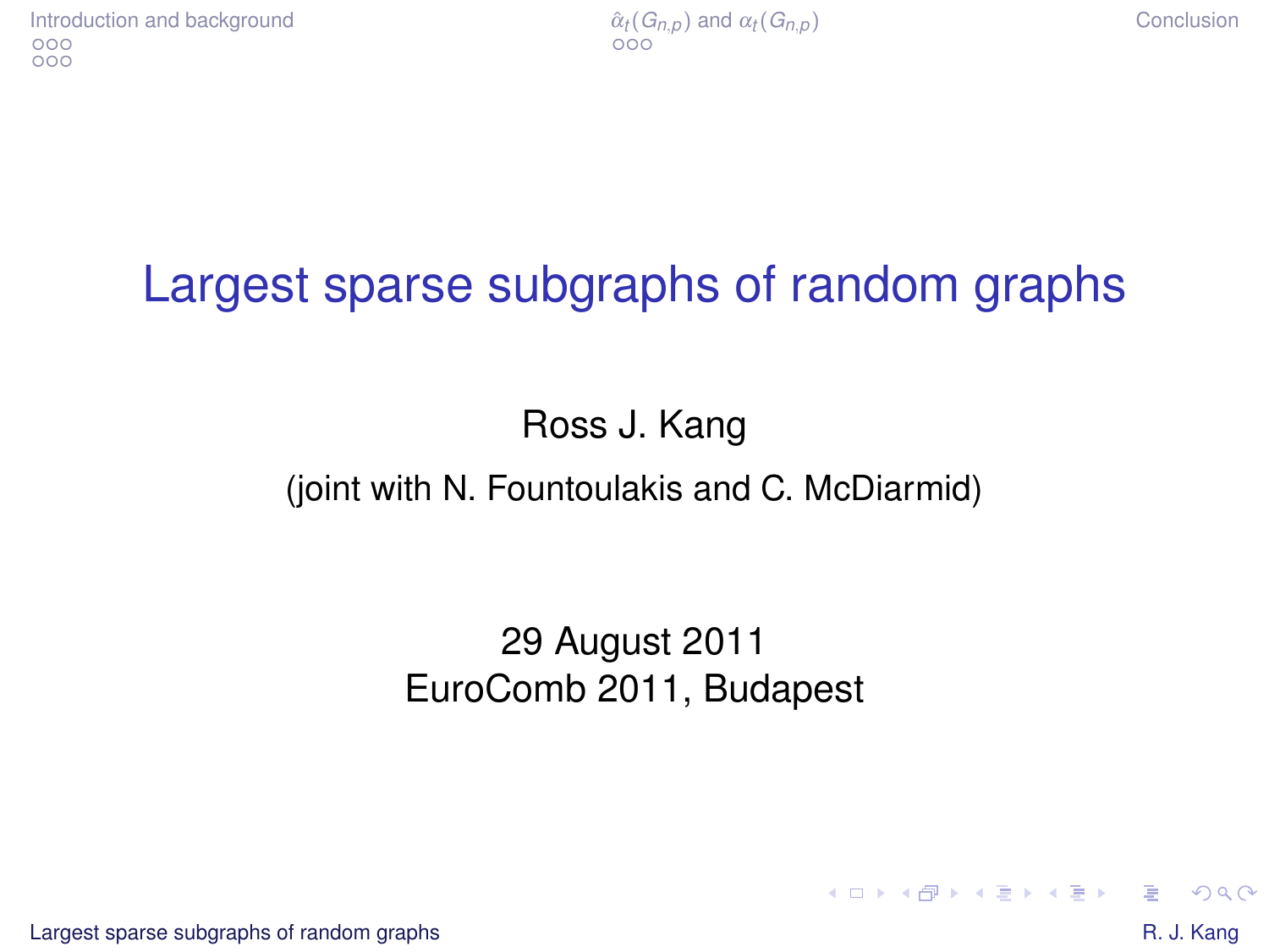# Largest sparse subgraphs of random graphs

Ross J. Kang

(joint with N. Fountoulakis and C. McDiarmid)

29 August 2011
EuroComb 2011, Budapest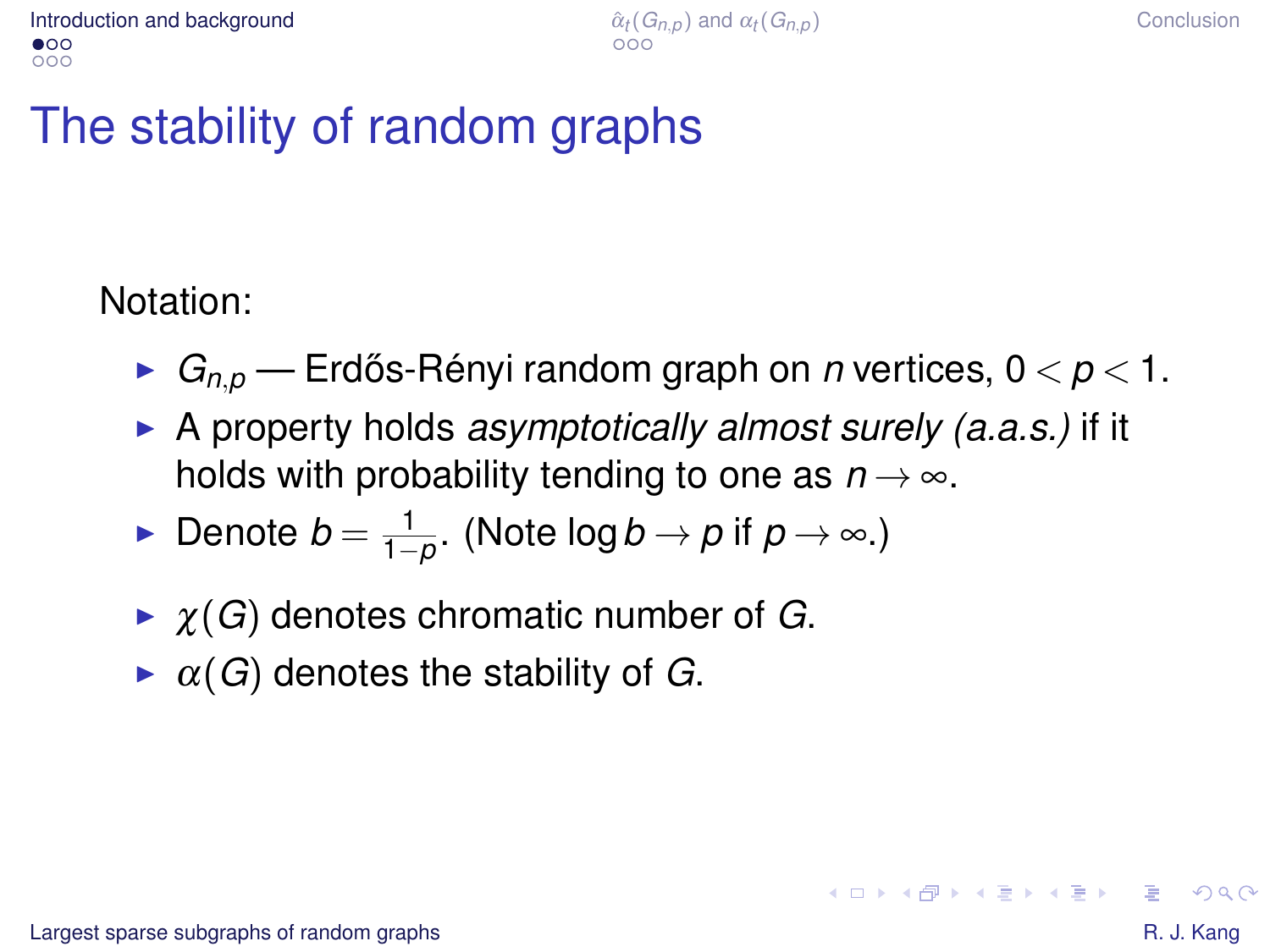# The stability of random graphs

Notation:

- $G_{n,p}$ — Erdős-Rényi random graph on $n$ vertices, $0 < p < 1$.
- A property holds *asymptotically almost surely (a.a.s.)* if it holds with probability tending to one as $n \to \infty$.
- Denote $b = \frac{1}{1-p}$. (Note $\log b \to p$ if $p \to \infty$.)
- $\chi(G)$ denotes chromatic number of $G$.
- $\alpha(G)$ denotes the stability of $G$.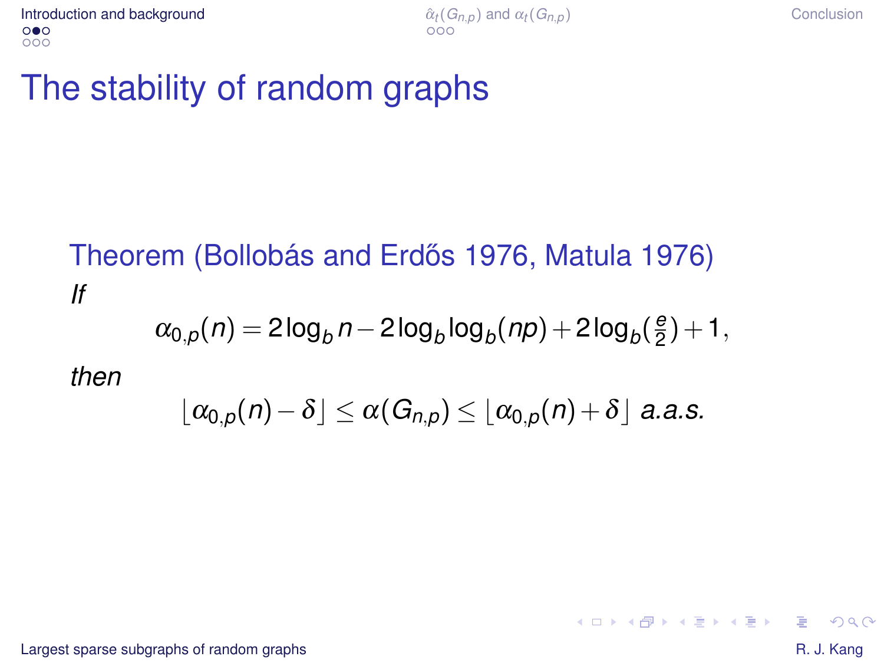# The stability of random graphs

**Theorem (Bollobás and Erdős 1976, Matula 1976)**

*If*

$$\alpha_{0,p}(n) = 2\log_b n - 2\log_b \log_b(np) + 2\log_b(\tfrac{e}{2}) + 1,$$

*then*

$$\lfloor \alpha_{0,p}(n) - \delta \rfloor \leq \alpha(G_{n,p}) \leq \lfloor \alpha_{0,p}(n) + \delta \rfloor \text{ a.a.s.}$$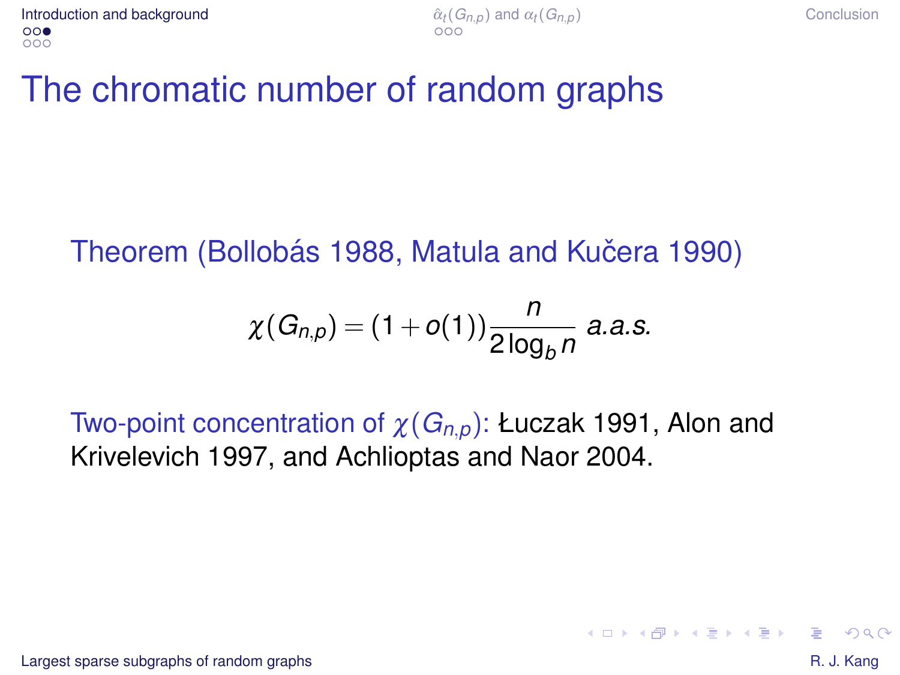# The chromatic number of random graphs

**Theorem (Bollobás 1988, Matula and Kučera 1990)**

$$\chi(G_{n,p}) = (1+o(1))\frac{n}{2\log_b n} \text{ a.a.s.}$$

Two-point concentration of $\chi(G_{n,p})$: Łuczak 1991, Alon and Krivelevich 1997, and Achlioptas and Naor 2004.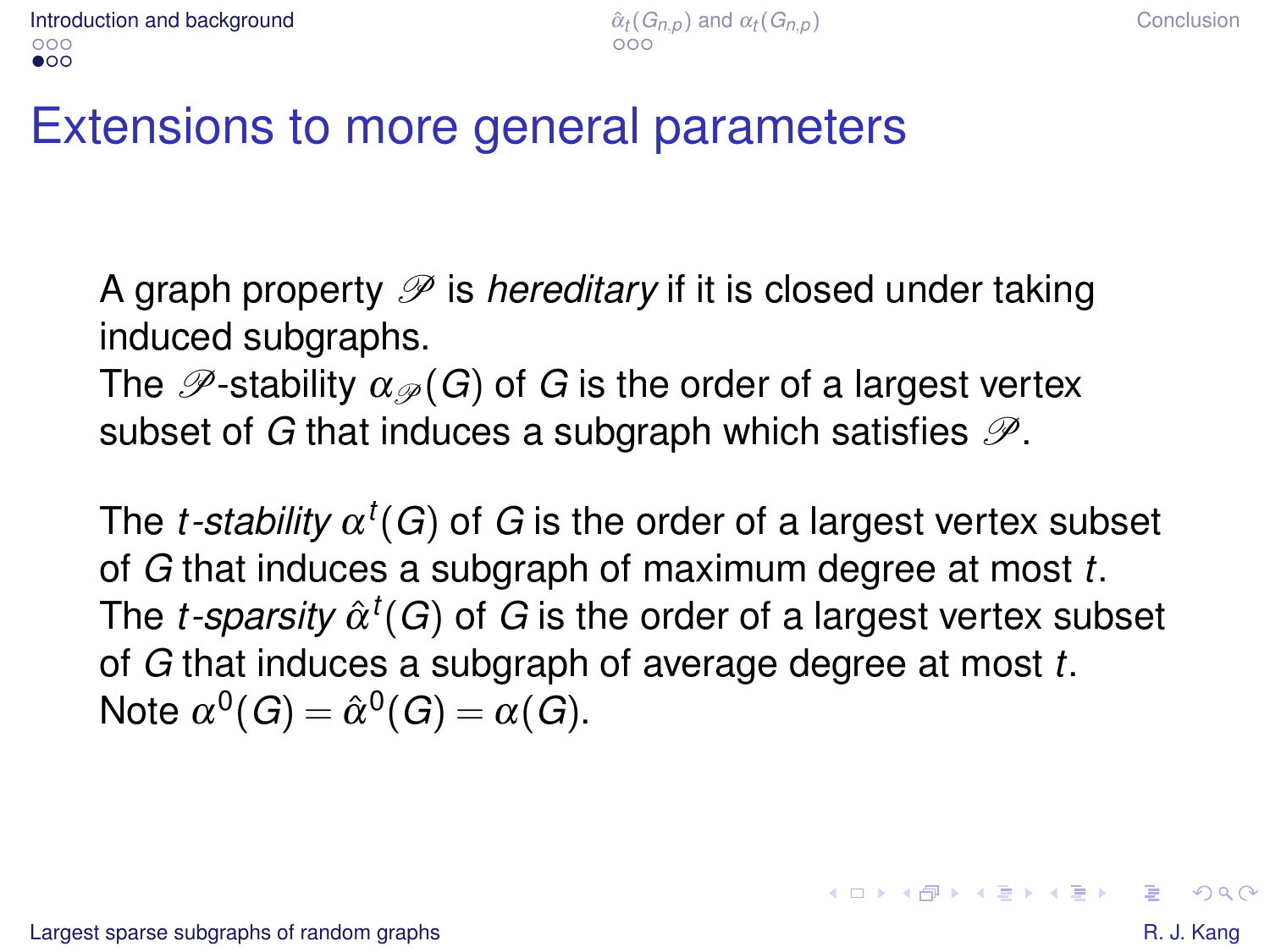# Extensions to more general parameters

A graph property $\mathscr{P}$ is *hereditary* if it is closed under taking induced subgraphs.
The $\mathscr{P}$-stability $\alpha_{\mathscr{P}}(G)$ of $G$ is the order of a largest vertex subset of $G$ that induces a subgraph which satisfies $\mathscr{P}$.

The *$t$-stability* $\alpha^t(G)$ of $G$ is the order of a largest vertex subset of $G$ that induces a subgraph of maximum degree at most $t$.
The *$t$-sparsity* $\hat{\alpha}^t(G)$ of $G$ is the order of a largest vertex subset of $G$ that induces a subgraph of average degree at most $t$.
Note $\alpha^0(G) = \hat{\alpha}^0(G) = \alpha(G)$.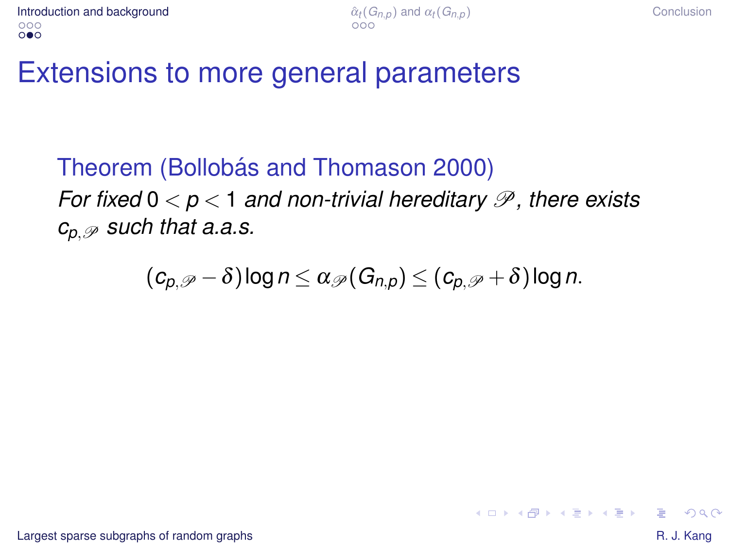# Extensions to more general parameters

**Theorem (Bollobás and Thomason 2000)**

*For fixed $0 < p < 1$ and non-trivial hereditary $\mathscr{P}$, there exists $c_{p,\mathscr{P}}$ such that a.a.s.*

$$(c_{p,\mathscr{P}} - \delta) \log n \le \alpha_{\mathscr{P}}(G_{n,p}) \le (c_{p,\mathscr{P}} + \delta) \log n.$$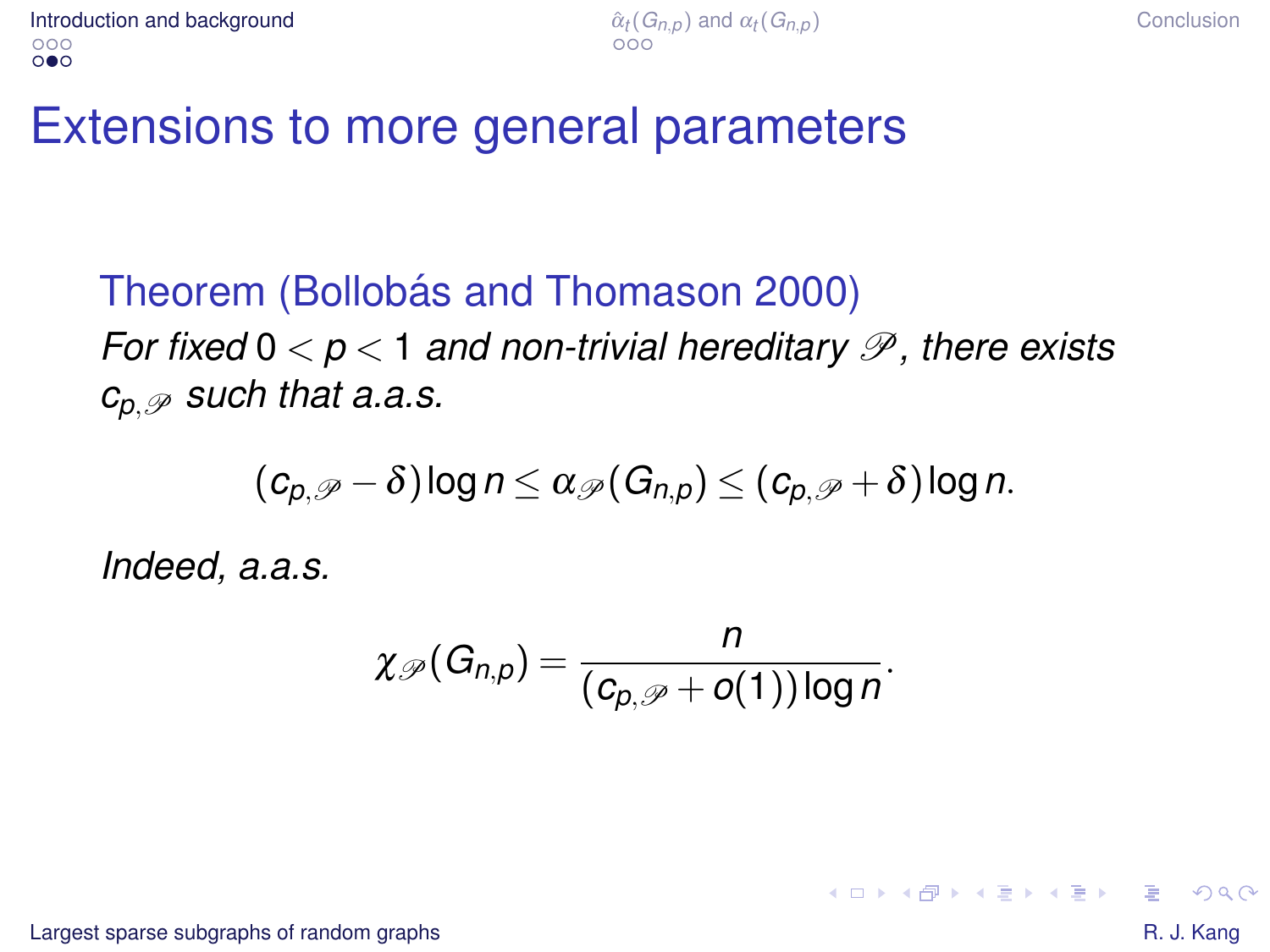# Extensions to more general parameters

**Theorem (Bollobás and Thomason 2000)**

*For fixed $0 < p < 1$ and non-trivial hereditary $\mathscr{P}$, there exists $c_{p,\mathscr{P}}$ such that a.a.s.*

$$(c_{p,\mathscr{P}} - \delta)\log n \le \alpha_{\mathscr{P}}(G_{n,p}) \le (c_{p,\mathscr{P}} + \delta)\log n.$$

*Indeed, a.a.s.*

$$\chi_{\mathscr{P}}(G_{n,p}) = \frac{n}{(c_{p,\mathscr{P}} + o(1))\log n}.$$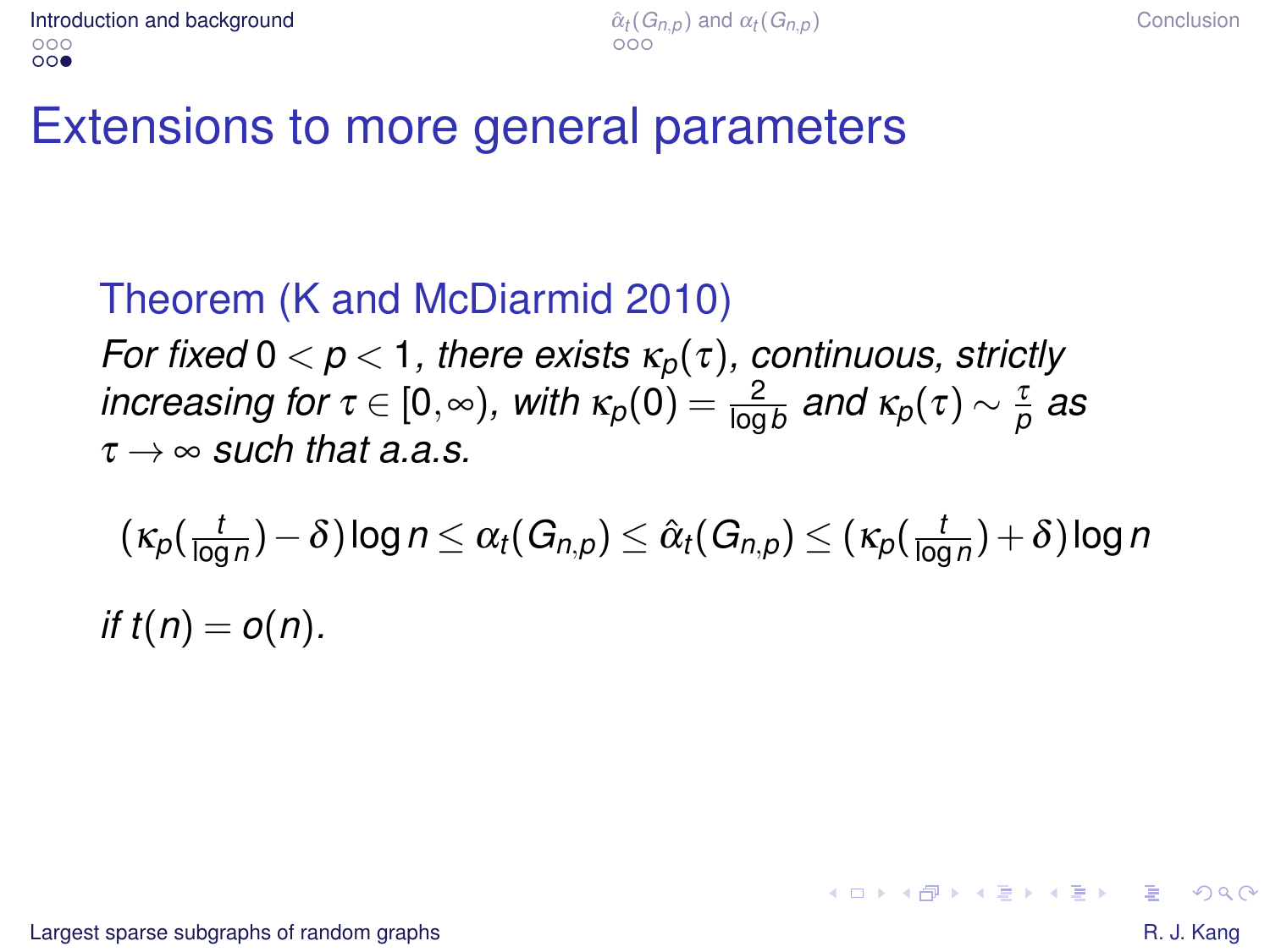# Extensions to more general parameters

**Theorem (K and McDiarmid 2010)**

*For fixed $0 < p < 1$, there exists $\kappa_p(\tau)$, continuous, strictly increasing for $\tau \in [0, \infty)$, with $\kappa_p(0) = \frac{2}{\log b}$ and $\kappa_p(\tau) \sim \frac{\tau}{p}$ as $\tau \to \infty$ such that a.a.s.*

$$(\kappa_p(\tfrac{t}{\log n}) - \delta) \log n \le \alpha_t(G_{n,p}) \le \hat{\alpha}_t(G_{n,p}) \le (\kappa_p(\tfrac{t}{\log n}) + \delta) \log n$$

*if $t(n) = o(n)$.*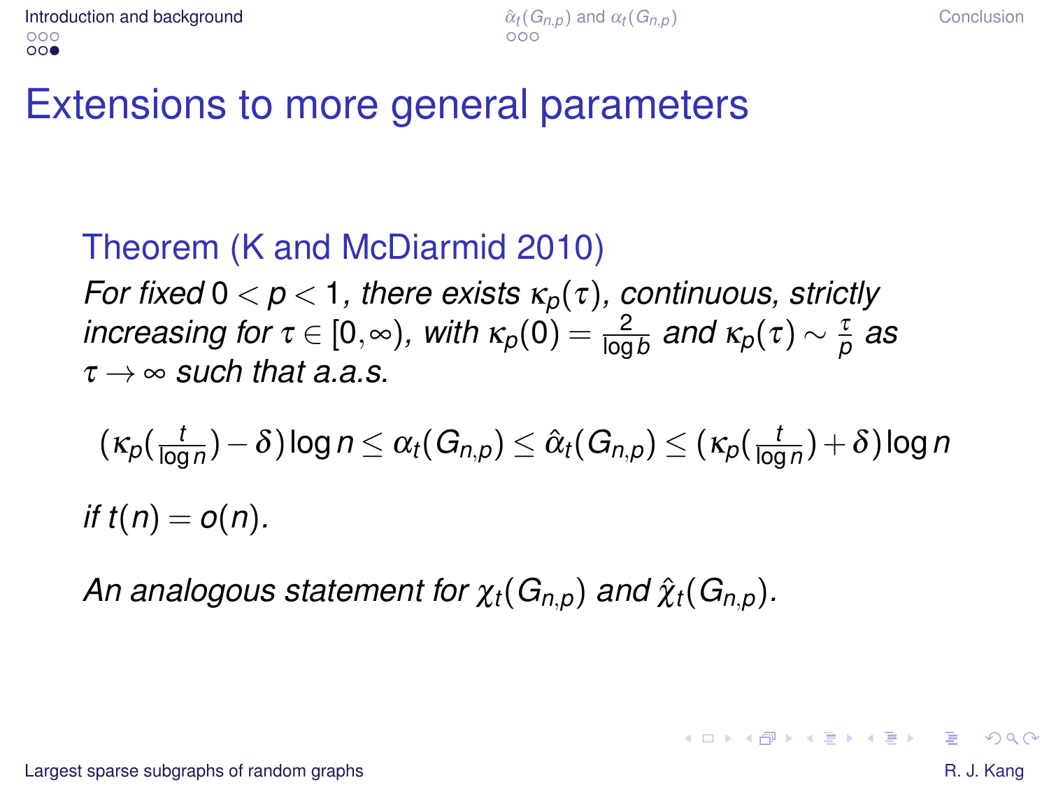# Extensions to more general parameters

### Theorem (K and McDiarmid 2010)

*For fixed $0 < p < 1$, there exists $\kappa_p(\tau)$, continuous, strictly increasing for $\tau \in [0, \infty)$, with $\kappa_p(0) = \frac{2}{\log b}$ and $\kappa_p(\tau) \sim \frac{\tau}{p}$ as $\tau \to \infty$ such that a.a.s.*

$$(\kappa_p(\tfrac{t}{\log n}) - \delta) \log n \leq \alpha_t(G_{n,p}) \leq \hat{\alpha}_t(G_{n,p}) \leq (\kappa_p(\tfrac{t}{\log n}) + \delta) \log n$$

*if $t(n) = o(n)$.*

*An analogous statement for $\chi_t(G_{n,p})$ and $\hat{\chi}_t(G_{n,p})$.*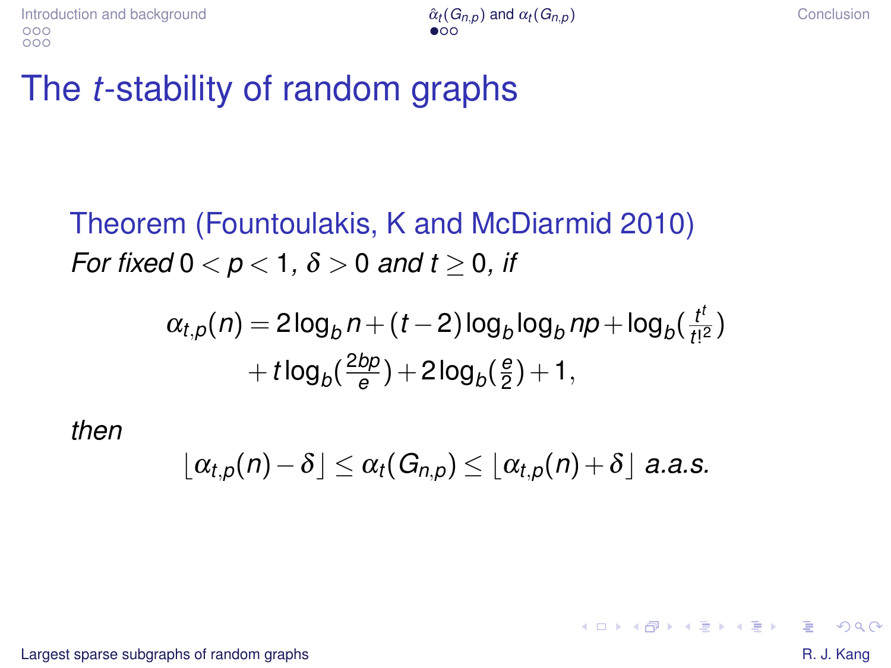# The $t$-stability of random graphs

**Theorem (Fountoulakis, K and McDiarmid 2010)**

*For fixed* $0 < p < 1$, $\delta > 0$ *and* $t \geq 0$, *if*

$$\alpha_{t,p}(n) = 2\log_b n + (t-2)\log_b \log_b np + \log_b\left(\frac{t^t}{t!^2}\right) + t\log_b\left(\frac{2bp}{e}\right) + 2\log_b\left(\frac{e}{2}\right) + 1,$$

*then*

$$\lfloor \alpha_{t,p}(n) - \delta \rfloor \leq \alpha_t(G_{n,p}) \leq \lfloor \alpha_{t,p}(n) + \delta \rfloor \text{ a.a.s.}$$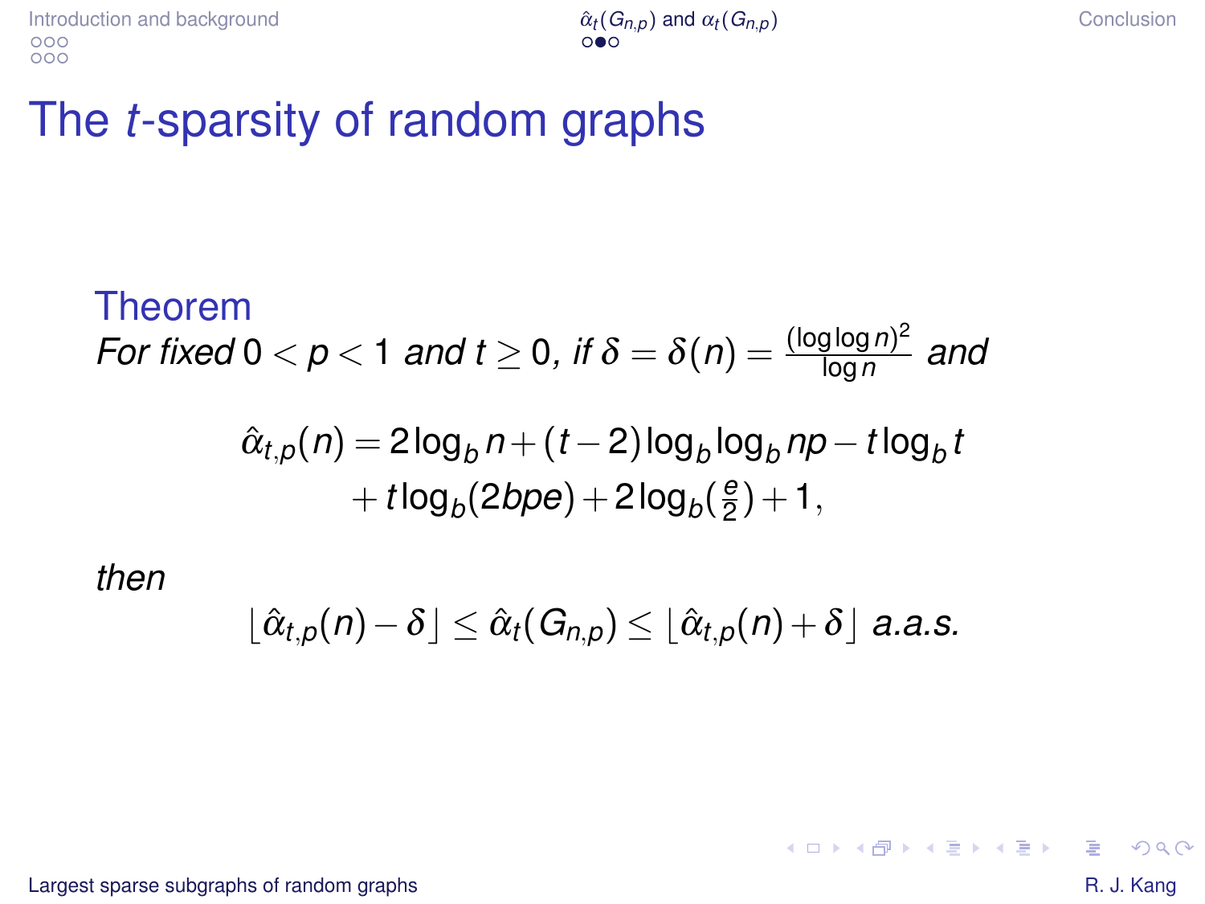# The $t$-sparsity of random graphs

**Theorem**

*For fixed $0 < p < 1$ and $t \geq 0$, if $\delta = \delta(n) = \frac{(\log \log n)^2}{\log n}$ and*

$$\hat{\alpha}_{t,p}(n) = 2\log_b n + (t-2)\log_b \log_b np - t\log_b t + t\log_b(2bpe) + 2\log_b(\tfrac{e}{2}) + 1,$$

*then*

$$\lfloor \hat{\alpha}_{t,p}(n) - \delta \rfloor \leq \hat{\alpha}_t(G_{n,p}) \leq \lfloor \hat{\alpha}_{t,p}(n) + \delta \rfloor \text{ a.a.s.}$$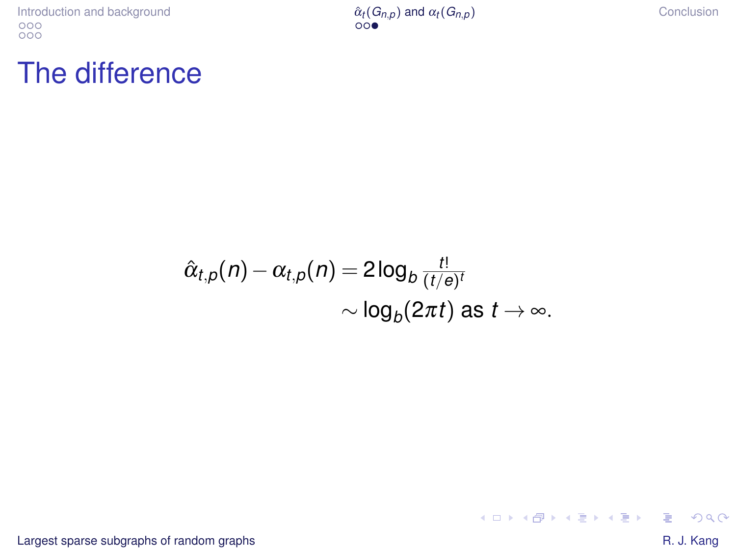# The difference

$$
\begin{aligned}
\hat{\alpha}_{t,p}(n) - \alpha_{t,p}(n) &= 2\log_b \frac{t!}{(t/e)^t} \\
&\sim \log_b(2\pi t) \text{ as } t \to \infty.
\end{aligned}
$$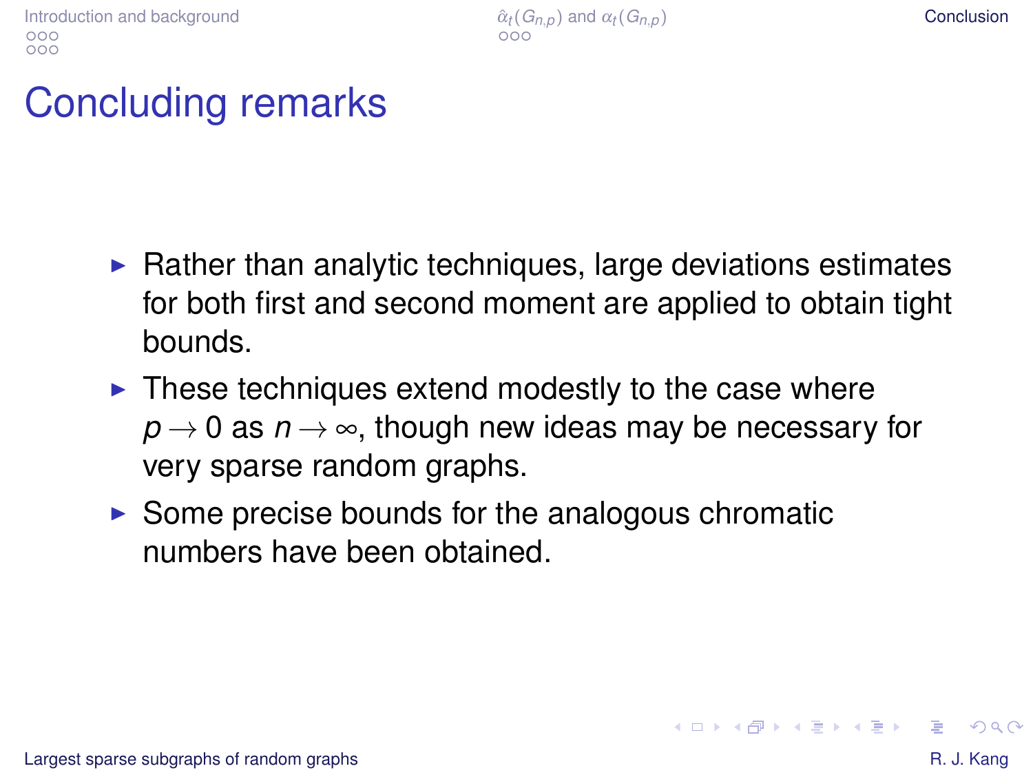# Concluding remarks

- Rather than analytic techniques, large deviations estimates for both first and second moment are applied to obtain tight bounds.
- These techniques extend modestly to the case where $p \to 0$ as $n \to \infty$, though new ideas may be necessary for very sparse random graphs.
- Some precise bounds for the analogous chromatic numbers have been obtained.